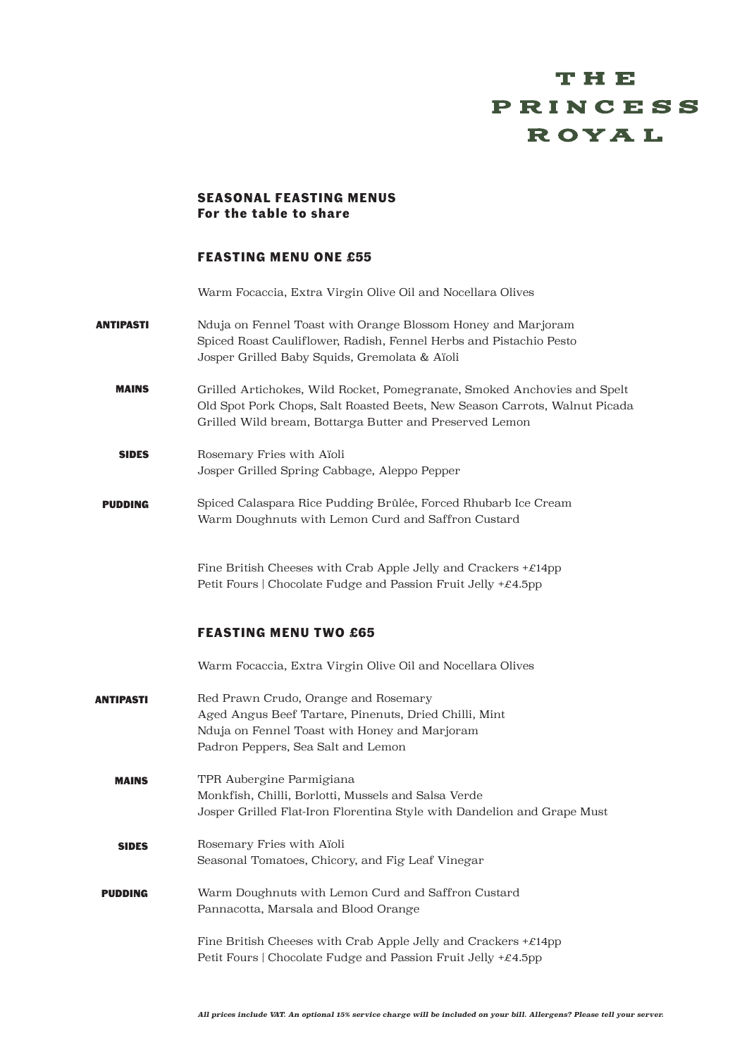# THE PRINCESS ROYAL

## SEASONAL FEASTING MENUS
**For the table to share**

### FEASTING MENU ONE £55

Warm Focaccia, Extra Virgin Olive Oil and Nocellara Olives

**ANTIPASTI**

Nduja on Fennel Toast with Orange Blossom Honey and Marjoram
Spiced Roast Cauliflower, Radish, Fennel Herbs and Pistachio Pesto
Josper Grilled Baby Squids, Gremolata & Aïoli

**MAINS**

Grilled Artichokes, Wild Rocket, Pomegranate, Smoked Anchovies and Spelt
Old Spot Pork Chops, Salt Roasted Beets, New Season Carrots, Walnut Picada
Grilled Wild bream, Bottarga Butter and Preserved Lemon

**SIDES**

Rosemary Fries with Aïoli
Josper Grilled Spring Cabbage, Aleppo Pepper

**PUDDING**

Spiced Calaspara Rice Pudding Brûlée, Forced Rhubarb Ice Cream
Warm Doughnuts with Lemon Curd and Saffron Custard

Fine British Cheeses with Crab Apple Jelly and Crackers +£14pp
Petit Fours | Chocolate Fudge and Passion Fruit Jelly +£4.5pp

### FEASTING MENU TWO £65

Warm Focaccia, Extra Virgin Olive Oil and Nocellara Olives

**ANTIPASTI**

Red Prawn Crudo, Orange and Rosemary
Aged Angus Beef Tartare, Pinenuts, Dried Chilli, Mint
Nduja on Fennel Toast with Honey and Marjoram
Padron Peppers, Sea Salt and Lemon

**MAINS**

TPR Aubergine Parmigiana
Monkfish, Chilli, Borlotti, Mussels and Salsa Verde
Josper Grilled Flat-Iron Florentina Style with Dandelion and Grape Must

**SIDES**

Rosemary Fries with Aïoli
Seasonal Tomatoes, Chicory, and Fig Leaf Vinegar

**PUDDING**

Warm Doughnuts with Lemon Curd and Saffron Custard
Pannacotta, Marsala and Blood Orange

Fine British Cheeses with Crab Apple Jelly and Crackers +£14pp
Petit Fours | Chocolate Fudge and Passion Fruit Jelly +£4.5pp

***All prices include VAT. An optional 15% service charge will be included on your bill. Allergens? Please tell your server.***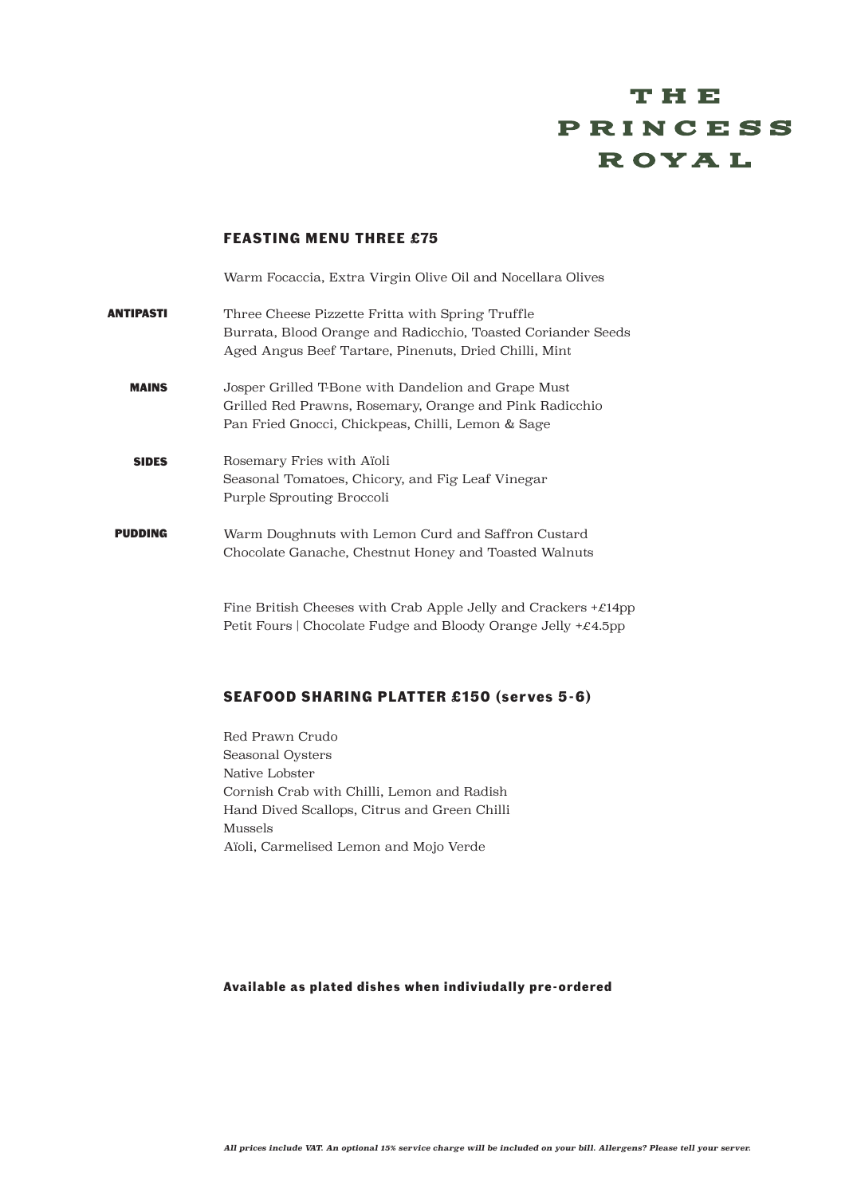# THE PRINCESS ROYAL

## FEASTING MENU THREE £75

Warm Focaccia, Extra Virgin Olive Oil and Nocellara Olives

**ANTIPASTI**

Three Cheese Pizzette Fritta with Spring Truffle
Burrata, Blood Orange and Radicchio, Toasted Coriander Seeds
Aged Angus Beef Tartare, Pinenuts, Dried Chilli, Mint

**MAINS**

Josper Grilled T-Bone with Dandelion and Grape Must
Grilled Red Prawns, Rosemary, Orange and Pink Radicchio
Pan Fried Gnocci, Chickpeas, Chilli, Lemon & Sage

**SIDES**

Rosemary Fries with Aïoli
Seasonal Tomatoes, Chicory, and Fig Leaf Vinegar
Purple Sprouting Broccoli

**PUDDING**

Warm Doughnuts with Lemon Curd and Saffron Custard
Chocolate Ganache, Chestnut Honey and Toasted Walnuts

Fine British Cheeses with Crab Apple Jelly and Crackers +£14pp
Petit Fours | Chocolate Fudge and Bloody Orange Jelly +£4.5pp

## SEAFOOD SHARING PLATTER £150 (serves 5-6)

Red Prawn Crudo
Seasonal Oysters
Native Lobster
Cornish Crab with Chilli, Lemon and Radish
Hand Dived Scallops, Citrus and Green Chilli
Mussels
Aïoli, Carmelised Lemon and Mojo Verde

**Available as plated dishes when indiviudally pre-ordered**

***All prices include VAT. An optional 15% service charge will be included on your bill. Allergens? Please tell your server.***